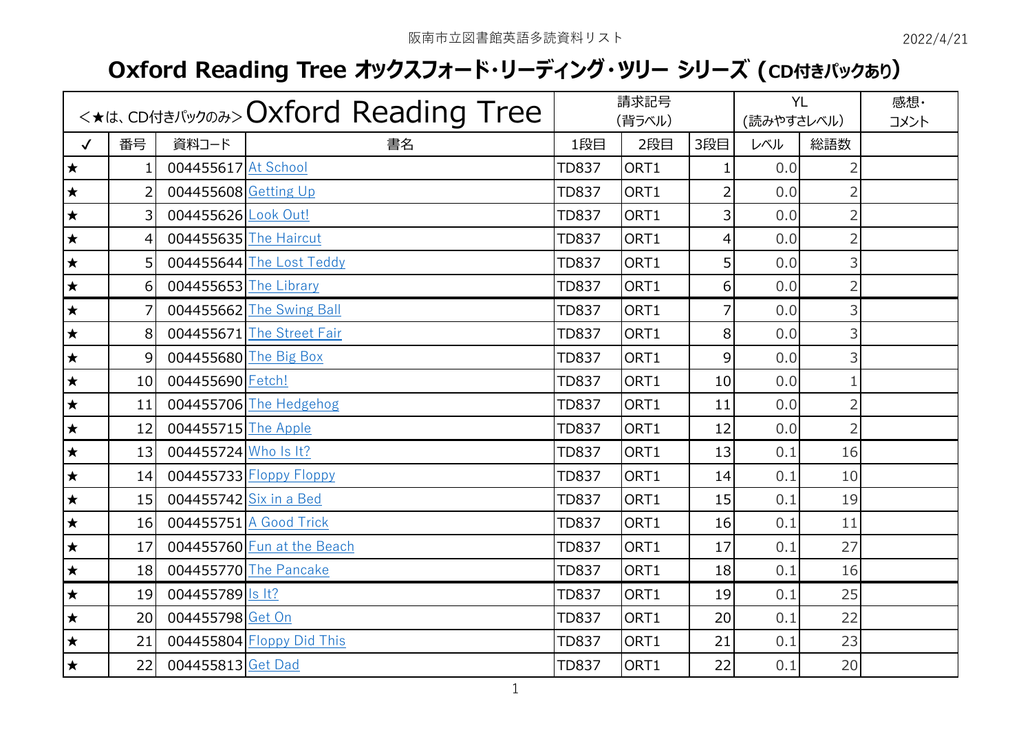阪南市立図書館英語多読資料リスト

2022/4/21

# Oxford Reading Tree オックスフォード･リーディング･ツリー シリーズ（CD付きパックあり）

| <★は、CD付きパックのみ> Oxford Reading Tree | | | | 請求記号 (背ラベル) | | | YL (読みやすさレベル) | | 感想・コメント |
|---|---|---|---|---|---|---|---|---|---|
| ✓ | 番号 | 資料コード | 書名 | 1段目 | 2段目 | 3段目 | レベル | 総語数 | |
| ★ | 1 | 004455617 | At School | TD837 | ORT1 | 1 | 0.0 | 2 | |
| ★ | 2 | 004455608 | Getting Up | TD837 | ORT1 | 2 | 0.0 | 2 | |
| ★ | 3 | 004455626 | Look Out! | TD837 | ORT1 | 3 | 0.0 | 2 | |
| ★ | 4 | 004455635 | The Haircut | TD837 | ORT1 | 4 | 0.0 | 2 | |
| ★ | 5 | 004455644 | The Lost Teddy | TD837 | ORT1 | 5 | 0.0 | 3 | |
| ★ | 6 | 004455653 | The Library | TD837 | ORT1 | 6 | 0.0 | 2 | |
| ★ | 7 | 004455662 | The Swing Ball | TD837 | ORT1 | 7 | 0.0 | 3 | |
| ★ | 8 | 004455671 | The Street Fair | TD837 | ORT1 | 8 | 0.0 | 3 | |
| ★ | 9 | 004455680 | The Big Box | TD837 | ORT1 | 9 | 0.0 | 3 | |
| ★ | 10 | 004455690 | Fetch! | TD837 | ORT1 | 10 | 0.0 | 1 | |
| ★ | 11 | 004455706 | The Hedgehog | TD837 | ORT1 | 11 | 0.0 | 2 | |
| ★ | 12 | 004455715 | The Apple | TD837 | ORT1 | 12 | 0.0 | 2 | |
| ★ | 13 | 004455724 | Who Is It? | TD837 | ORT1 | 13 | 0.1 | 16 | |
| ★ | 14 | 004455733 | Floppy Floppy | TD837 | ORT1 | 14 | 0.1 | 10 | |
| ★ | 15 | 004455742 | Six in a Bed | TD837 | ORT1 | 15 | 0.1 | 19 | |
| ★ | 16 | 004455751 | A Good Trick | TD837 | ORT1 | 16 | 0.1 | 11 | |
| ★ | 17 | 004455760 | Fun at the Beach | TD837 | ORT1 | 17 | 0.1 | 27 | |
| ★ | 18 | 004455770 | The Pancake | TD837 | ORT1 | 18 | 0.1 | 16 | |
| ★ | 19 | 004455789 | Is It? | TD837 | ORT1 | 19 | 0.1 | 25 | |
| ★ | 20 | 004455798 | Get On | TD837 | ORT1 | 20 | 0.1 | 22 | |
| ★ | 21 | 004455804 | Floppy Did This | TD837 | ORT1 | 21 | 0.1 | 23 | |
| ★ | 22 | 004455813 | Get Dad | TD837 | ORT1 | 22 | 0.1 | 20 | |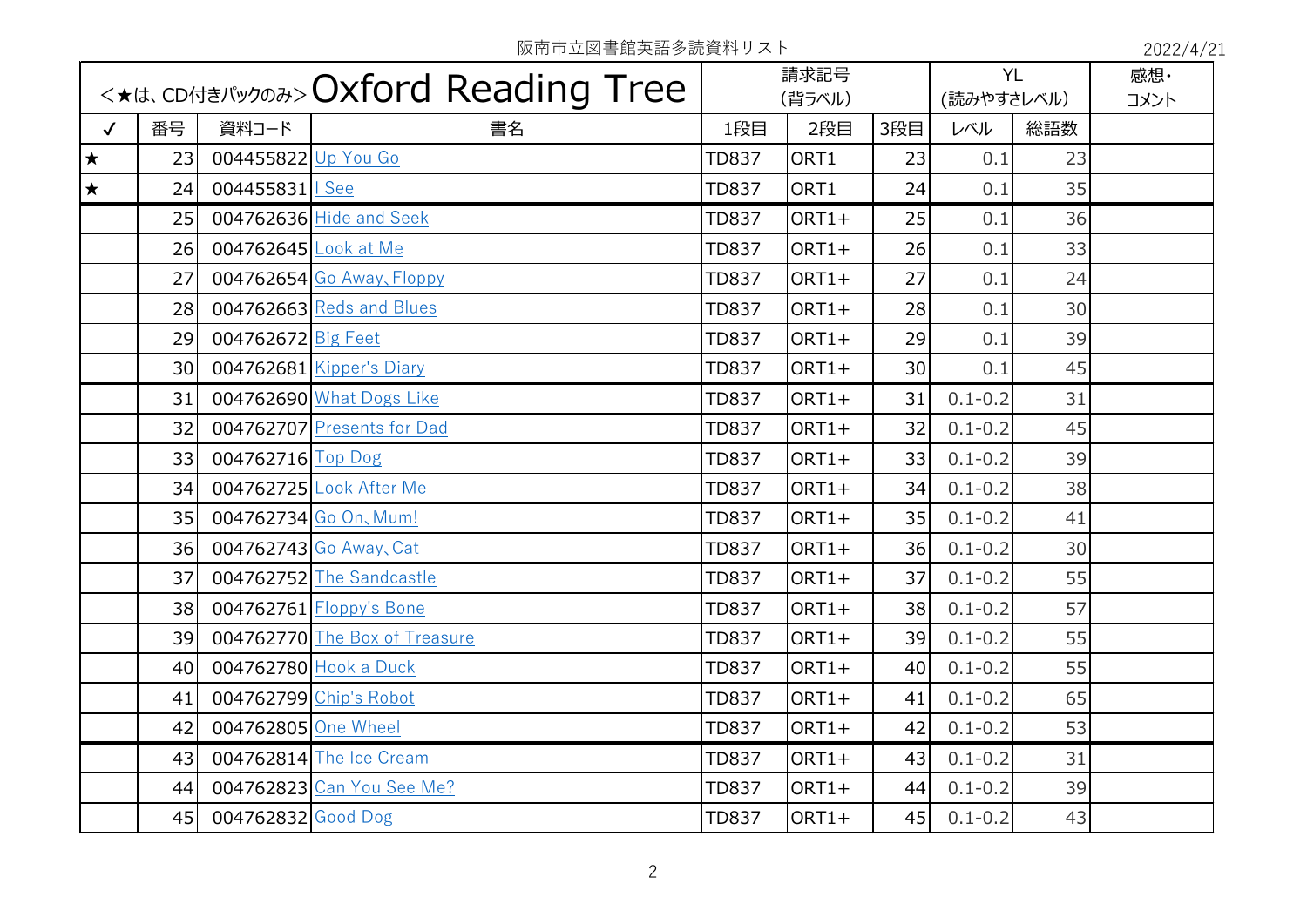阪南市立図書館英語多読資料リスト

2022/4/21

| <★は、CD付きパックのみ>Oxford Reading Tree | | | | 請求記号（背ラベル） | | | YL（読みやすさレベル） | | 感想・コメント |
|---|---|---|---|---|---|---|---|---|---|
| ✓ | 番号 | 資料コード | 書名 | 1段目 | 2段目 | 3段目 | レベル | 総語数 | |
| ★ | 23 | 004455822 | Up You Go | TD837 | ORT1 | 23 | 0.1 | 23 | |
| ★ | 24 | 004455831 | I See | TD837 | ORT1 | 24 | 0.1 | 35 | |
| | 25 | 004762636 | Hide and Seek | TD837 | ORT1+ | 25 | 0.1 | 36 | |
| | 26 | 004762645 | Look at Me | TD837 | ORT1+ | 26 | 0.1 | 33 | |
| | 27 | 004762654 | Go Away、Floppy | TD837 | ORT1+ | 27 | 0.1 | 24 | |
| | 28 | 004762663 | Reds and Blues | TD837 | ORT1+ | 28 | 0.1 | 30 | |
| | 29 | 004762672 | Big Feet | TD837 | ORT1+ | 29 | 0.1 | 39 | |
| | 30 | 004762681 | Kipper's Diary | TD837 | ORT1+ | 30 | 0.1 | 45 | |
| | 31 | 004762690 | What Dogs Like | TD837 | ORT1+ | 31 | 0.1-0.2 | 31 | |
| | 32 | 004762707 | Presents for Dad | TD837 | ORT1+ | 32 | 0.1-0.2 | 45 | |
| | 33 | 004762716 | Top Dog | TD837 | ORT1+ | 33 | 0.1-0.2 | 39 | |
| | 34 | 004762725 | Look After Me | TD837 | ORT1+ | 34 | 0.1-0.2 | 38 | |
| | 35 | 004762734 | Go On、Mum! | TD837 | ORT1+ | 35 | 0.1-0.2 | 41 | |
| | 36 | 004762743 | Go Away、Cat | TD837 | ORT1+ | 36 | 0.1-0.2 | 30 | |
| | 37 | 004762752 | The Sandcastle | TD837 | ORT1+ | 37 | 0.1-0.2 | 55 | |
| | 38 | 004762761 | Floppy's Bone | TD837 | ORT1+ | 38 | 0.1-0.2 | 57 | |
| | 39 | 004762770 | The Box of Treasure | TD837 | ORT1+ | 39 | 0.1-0.2 | 55 | |
| | 40 | 004762780 | Hook a Duck | TD837 | ORT1+ | 40 | 0.1-0.2 | 55 | |
| | 41 | 004762799 | Chip's Robot | TD837 | ORT1+ | 41 | 0.1-0.2 | 65 | |
| | 42 | 004762805 | One Wheel | TD837 | ORT1+ | 42 | 0.1-0.2 | 53 | |
| | 43 | 004762814 | The Ice Cream | TD837 | ORT1+ | 43 | 0.1-0.2 | 31 | |
| | 44 | 004762823 | Can You See Me? | TD837 | ORT1+ | 44 | 0.1-0.2 | 39 | |
| | 45 | 004762832 | Good Dog | TD837 | ORT1+ | 45 | 0.1-0.2 | 43 | |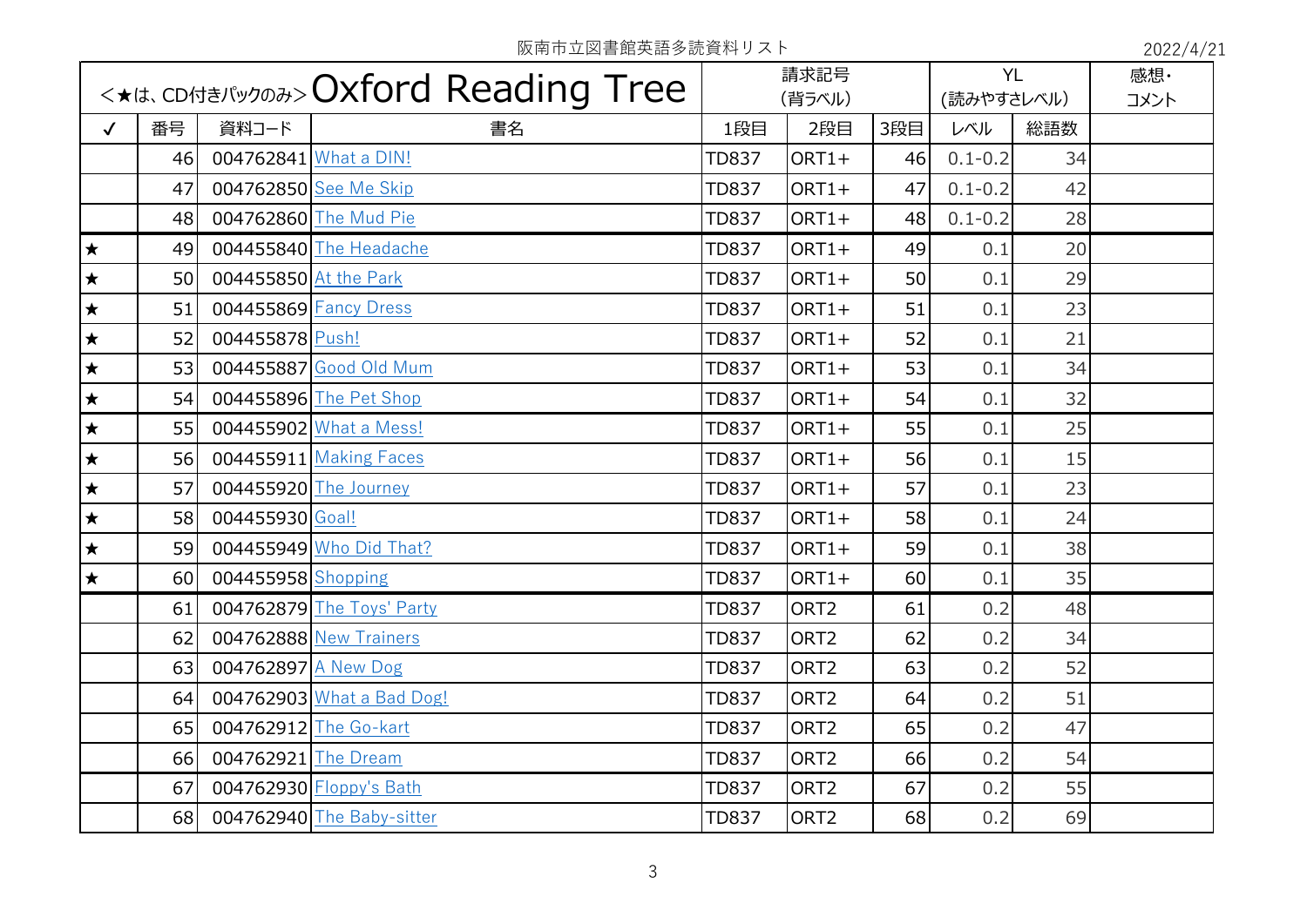阪南市立図書館英語多読資料リスト

2022/4/21

| <★は、CD付きパックのみ> Oxford Reading Tree | | | | 請求記号 (背ラベル) | | | YL (読みやすさレベル) | | 感想・コメント |
|---|---|---|---|---|---|---|---|---|---|
| ✓ | 番号 | 資料コード | 書名 | 1段目 | 2段目 | 3段目 | レベル | 総語数 | |
| | 46 | 004762841 | What a DIN! | TD837 | ORT1+ | 46 | 0.1-0.2 | 34 | |
| | 47 | 004762850 | See Me Skip | TD837 | ORT1+ | 47 | 0.1-0.2 | 42 | |
| | 48 | 004762860 | The Mud Pie | TD837 | ORT1+ | 48 | 0.1-0.2 | 28 | |
| ★ | 49 | 004455840 | The Headache | TD837 | ORT1+ | 49 | 0.1 | 20 | |
| ★ | 50 | 004455850 | At the Park | TD837 | ORT1+ | 50 | 0.1 | 29 | |
| ★ | 51 | 004455869 | Fancy Dress | TD837 | ORT1+ | 51 | 0.1 | 23 | |
| ★ | 52 | 004455878 | Push! | TD837 | ORT1+ | 52 | 0.1 | 21 | |
| ★ | 53 | 004455887 | Good Old Mum | TD837 | ORT1+ | 53 | 0.1 | 34 | |
| ★ | 54 | 004455896 | The Pet Shop | TD837 | ORT1+ | 54 | 0.1 | 32 | |
| ★ | 55 | 004455902 | What a Mess! | TD837 | ORT1+ | 55 | 0.1 | 25 | |
| ★ | 56 | 004455911 | Making Faces | TD837 | ORT1+ | 56 | 0.1 | 15 | |
| ★ | 57 | 004455920 | The Journey | TD837 | ORT1+ | 57 | 0.1 | 23 | |
| ★ | 58 | 004455930 | Goal! | TD837 | ORT1+ | 58 | 0.1 | 24 | |
| ★ | 59 | 004455949 | Who Did That? | TD837 | ORT1+ | 59 | 0.1 | 38 | |
| ★ | 60 | 004455958 | Shopping | TD837 | ORT1+ | 60 | 0.1 | 35 | |
| | 61 | 004762879 | The Toys' Party | TD837 | ORT2 | 61 | 0.2 | 48 | |
| | 62 | 004762888 | New Trainers | TD837 | ORT2 | 62 | 0.2 | 34 | |
| | 63 | 004762897 | A New Dog | TD837 | ORT2 | 63 | 0.2 | 52 | |
| | 64 | 004762903 | What a Bad Dog! | TD837 | ORT2 | 64 | 0.2 | 51 | |
| | 65 | 004762912 | The Go-kart | TD837 | ORT2 | 65 | 0.2 | 47 | |
| | 66 | 004762921 | The Dream | TD837 | ORT2 | 66 | 0.2 | 54 | |
| | 67 | 004762930 | Floppy's Bath | TD837 | ORT2 | 67 | 0.2 | 55 | |
| | 68 | 004762940 | The Baby-sitter | TD837 | ORT2 | 68 | 0.2 | 69 | |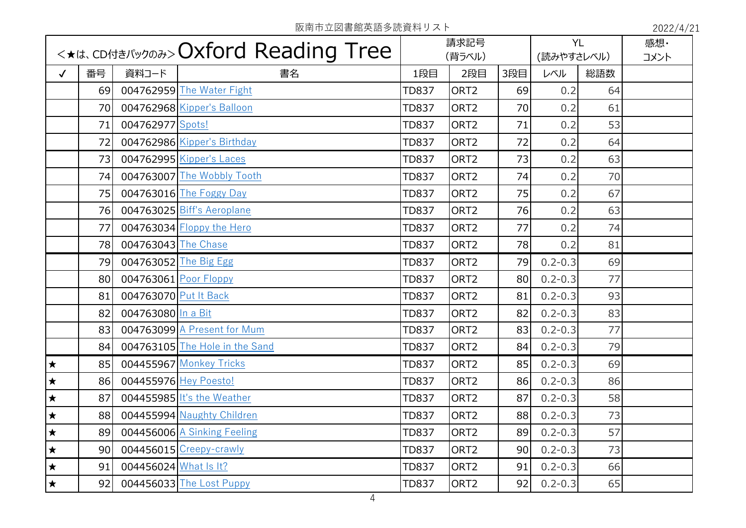阪南市立図書館英語多読資料リスト

2022/4/21

| <★は、CD付きパックのみ> Oxford Reading Tree | | | | 請求記号 (背ラベル) | | | YL (読みやすさレベル) | | 感想・コメント |
|---|---|---|---|---|---|---|---|---|---|
| ✓ | 番号 | 資料コード | 書名 | 1段目 | 2段目 | 3段目 | レベル | 総語数 | |
| | 69 | 004762959 | The Water Fight | TD837 | ORT2 | 69 | 0.2 | 64 | |
| | 70 | 004762968 | Kipper's Balloon | TD837 | ORT2 | 70 | 0.2 | 61 | |
| | 71 | 004762977 | Spots! | TD837 | ORT2 | 71 | 0.2 | 53 | |
| | 72 | 004762986 | Kipper's Birthday | TD837 | ORT2 | 72 | 0.2 | 64 | |
| | 73 | 004762995 | Kipper's Laces | TD837 | ORT2 | 73 | 0.2 | 63 | |
| | 74 | 004763007 | The Wobbly Tooth | TD837 | ORT2 | 74 | 0.2 | 70 | |
| | 75 | 004763016 | The Foggy Day | TD837 | ORT2 | 75 | 0.2 | 67 | |
| | 76 | 004763025 | Biff's Aeroplane | TD837 | ORT2 | 76 | 0.2 | 63 | |
| | 77 | 004763034 | Floppy the Hero | TD837 | ORT2 | 77 | 0.2 | 74 | |
| | 78 | 004763043 | The Chase | TD837 | ORT2 | 78 | 0.2 | 81 | |
| | 79 | 004763052 | The Big Egg | TD837 | ORT2 | 79 | 0.2-0.3 | 69 | |
| | 80 | 004763061 | Poor Floppy | TD837 | ORT2 | 80 | 0.2-0.3 | 77 | |
| | 81 | 004763070 | Put It Back | TD837 | ORT2 | 81 | 0.2-0.3 | 93 | |
| | 82 | 004763080 | In a Bit | TD837 | ORT2 | 82 | 0.2-0.3 | 83 | |
| | 83 | 004763099 | A Present for Mum | TD837 | ORT2 | 83 | 0.2-0.3 | 77 | |
| | 84 | 004763105 | The Hole in the Sand | TD837 | ORT2 | 84 | 0.2-0.3 | 79 | |
| ★ | 85 | 004455967 | Monkey Tricks | TD837 | ORT2 | 85 | 0.2-0.3 | 69 | |
| ★ | 86 | 004455976 | Hey Poesto! | TD837 | ORT2 | 86 | 0.2-0.3 | 86 | |
| ★ | 87 | 004455985 | It's the Weather | TD837 | ORT2 | 87 | 0.2-0.3 | 58 | |
| ★ | 88 | 004455994 | Naughty Children | TD837 | ORT2 | 88 | 0.2-0.3 | 73 | |
| ★ | 89 | 004456006 | A Sinking Feeling | TD837 | ORT2 | 89 | 0.2-0.3 | 57 | |
| ★ | 90 | 004456015 | Creepy-crawly | TD837 | ORT2 | 90 | 0.2-0.3 | 73 | |
| ★ | 91 | 004456024 | What Is It? | TD837 | ORT2 | 91 | 0.2-0.3 | 66 | |
| ★ | 92 | 004456033 | The Lost Puppy | TD837 | ORT2 | 92 | 0.2-0.3 | 65 | |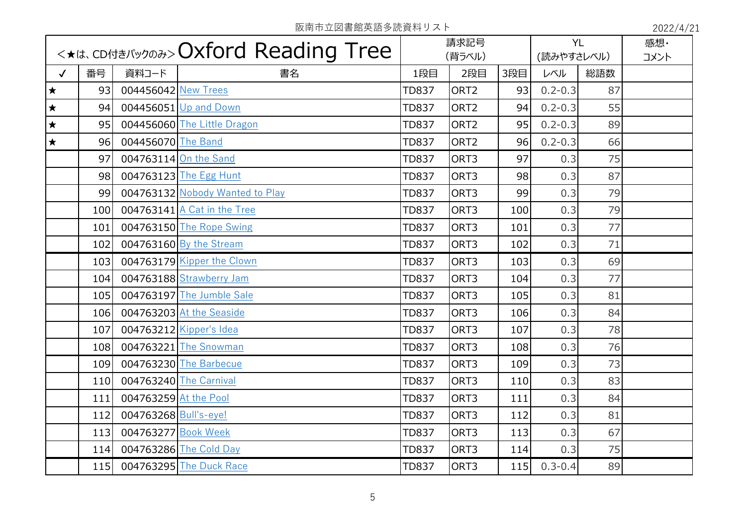阪南市立図書館英語多読資料リスト

2022/4/21

| <★は、CD付きパックのみ> Oxford Reading Tree | | | | 請求記号 (背ラベル) | | | YL (読みやすさレベル) | | 感想・コメント |
|---|---|---|---|---|---|---|---|---|---|
| ✓ | 番号 | 資料コード | 書名 | 1段目 | 2段目 | 3段目 | レベル | 総語数 | |
| ★ | 93 | 004456042 | New Trees | TD837 | ORT2 | 93 | 0.2-0.3 | 87 | |
| ★ | 94 | 004456051 | Up and Down | TD837 | ORT2 | 94 | 0.2-0.3 | 55 | |
| ★ | 95 | 004456060 | The Little Dragon | TD837 | ORT2 | 95 | 0.2-0.3 | 89 | |
| ★ | 96 | 004456070 | The Band | TD837 | ORT2 | 96 | 0.2-0.3 | 66 | |
| | 97 | 004763114 | On the Sand | TD837 | ORT3 | 97 | 0.3 | 75 | |
| | 98 | 004763123 | The Egg Hunt | TD837 | ORT3 | 98 | 0.3 | 87 | |
| | 99 | 004763132 | Nobody Wanted to Play | TD837 | ORT3 | 99 | 0.3 | 79 | |
| | 100 | 004763141 | A Cat in the Tree | TD837 | ORT3 | 100 | 0.3 | 79 | |
| | 101 | 004763150 | The Rope Swing | TD837 | ORT3 | 101 | 0.3 | 77 | |
| | 102 | 004763160 | By the Stream | TD837 | ORT3 | 102 | 0.3 | 71 | |
| | 103 | 004763179 | Kipper the Clown | TD837 | ORT3 | 103 | 0.3 | 69 | |
| | 104 | 004763188 | Strawberry Jam | TD837 | ORT3 | 104 | 0.3 | 77 | |
| | 105 | 004763197 | The Jumble Sale | TD837 | ORT3 | 105 | 0.3 | 81 | |
| | 106 | 004763203 | At the Seaside | TD837 | ORT3 | 106 | 0.3 | 84 | |
| | 107 | 004763212 | Kipper's Idea | TD837 | ORT3 | 107 | 0.3 | 78 | |
| | 108 | 004763221 | The Snowman | TD837 | ORT3 | 108 | 0.3 | 76 | |
| | 109 | 004763230 | The Barbecue | TD837 | ORT3 | 109 | 0.3 | 73 | |
| | 110 | 004763240 | The Carnival | TD837 | ORT3 | 110 | 0.3 | 83 | |
| | 111 | 004763259 | At the Pool | TD837 | ORT3 | 111 | 0.3 | 84 | |
| | 112 | 004763268 | Bull's-eye! | TD837 | ORT3 | 112 | 0.3 | 81 | |
| | 113 | 004763277 | Book Week | TD837 | ORT3 | 113 | 0.3 | 67 | |
| | 114 | 004763286 | The Cold Day | TD837 | ORT3 | 114 | 0.3 | 75 | |
| | 115 | 004763295 | The Duck Race | TD837 | ORT3 | 115 | 0.3-0.4 | 89 | |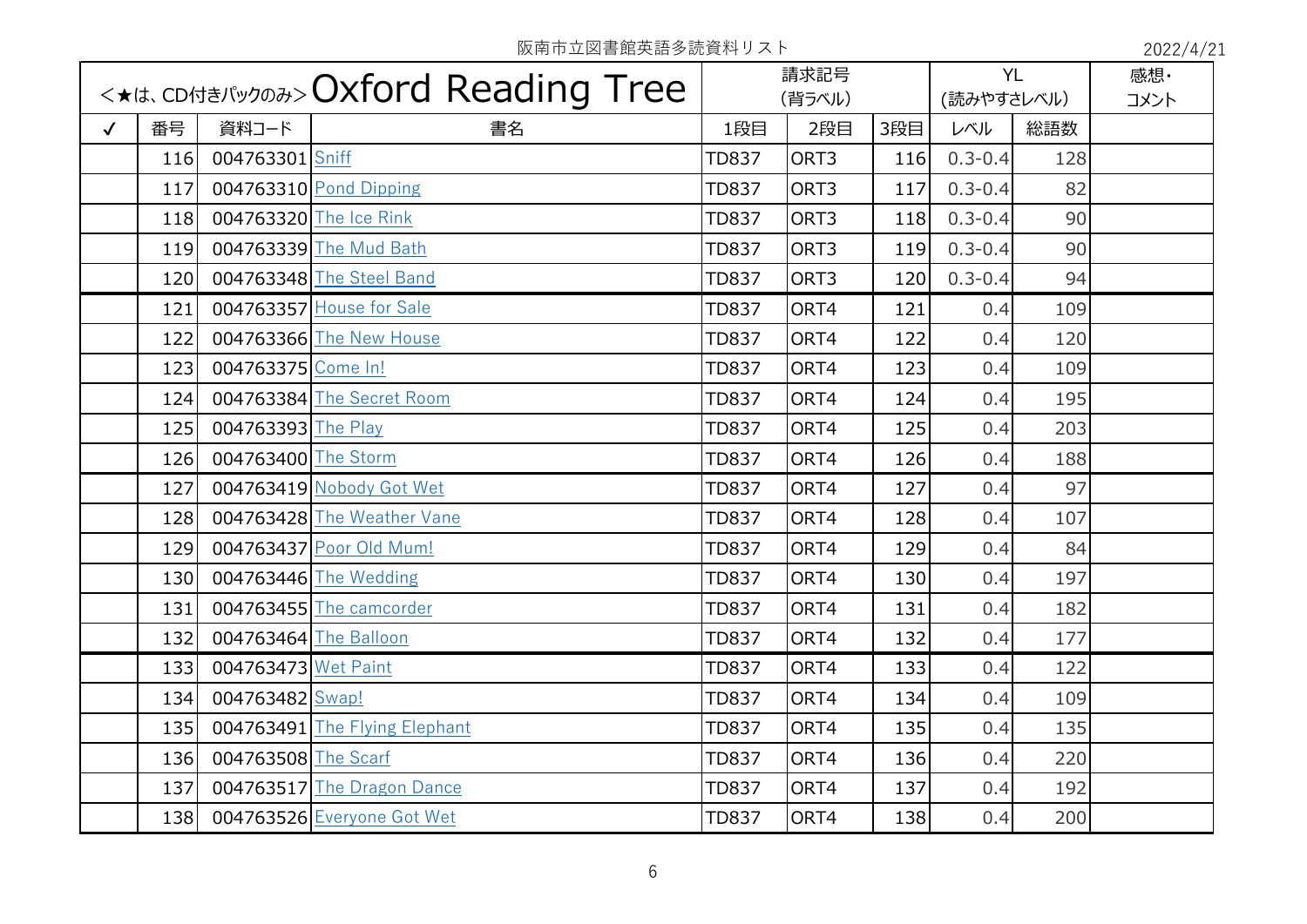阪南市立図書館英語多読資料リスト

2022/4/21

| <★は、CD付きパックのみ> Oxford Reading Tree | | | | 請求記号（背ラベル） | | | YL（読みやすさレベル） | | 感想・コメント |
|---|---|---|---|---|---|---|---|---|---|
| ✓ | 番号 | 資料コード | 書名 | 1段目 | 2段目 | 3段目 | レベル | 総語数 | |
| | 116 | 004763301 | Sniff | TD837 | ORT3 | 116 | 0.3-0.4 | 128 | |
| | 117 | 004763310 | Pond Dipping | TD837 | ORT3 | 117 | 0.3-0.4 | 82 | |
| | 118 | 004763320 | The Ice Rink | TD837 | ORT3 | 118 | 0.3-0.4 | 90 | |
| | 119 | 004763339 | The Mud Bath | TD837 | ORT3 | 119 | 0.3-0.4 | 90 | |
| | 120 | 004763348 | The Steel Band | TD837 | ORT3 | 120 | 0.3-0.4 | 94 | |
| | 121 | 004763357 | House for Sale | TD837 | ORT4 | 121 | 0.4 | 109 | |
| | 122 | 004763366 | The New House | TD837 | ORT4 | 122 | 0.4 | 120 | |
| | 123 | 004763375 | Come In! | TD837 | ORT4 | 123 | 0.4 | 109 | |
| | 124 | 004763384 | The Secret Room | TD837 | ORT4 | 124 | 0.4 | 195 | |
| | 125 | 004763393 | The Play | TD837 | ORT4 | 125 | 0.4 | 203 | |
| | 126 | 004763400 | The Storm | TD837 | ORT4 | 126 | 0.4 | 188 | |
| | 127 | 004763419 | Nobody Got Wet | TD837 | ORT4 | 127 | 0.4 | 97 | |
| | 128 | 004763428 | The Weather Vane | TD837 | ORT4 | 128 | 0.4 | 107 | |
| | 129 | 004763437 | Poor Old Mum! | TD837 | ORT4 | 129 | 0.4 | 84 | |
| | 130 | 004763446 | The Wedding | TD837 | ORT4 | 130 | 0.4 | 197 | |
| | 131 | 004763455 | The camcorder | TD837 | ORT4 | 131 | 0.4 | 182 | |
| | 132 | 004763464 | The Balloon | TD837 | ORT4 | 132 | 0.4 | 177 | |
| | 133 | 004763473 | Wet Paint | TD837 | ORT4 | 133 | 0.4 | 122 | |
| | 134 | 004763482 | Swap! | TD837 | ORT4 | 134 | 0.4 | 109 | |
| | 135 | 004763491 | The Flying Elephant | TD837 | ORT4 | 135 | 0.4 | 135 | |
| | 136 | 004763508 | The Scarf | TD837 | ORT4 | 136 | 0.4 | 220 | |
| | 137 | 004763517 | The Dragon Dance | TD837 | ORT4 | 137 | 0.4 | 192 | |
| | 138 | 004763526 | Everyone Got Wet | TD837 | ORT4 | 138 | 0.4 | 200 | |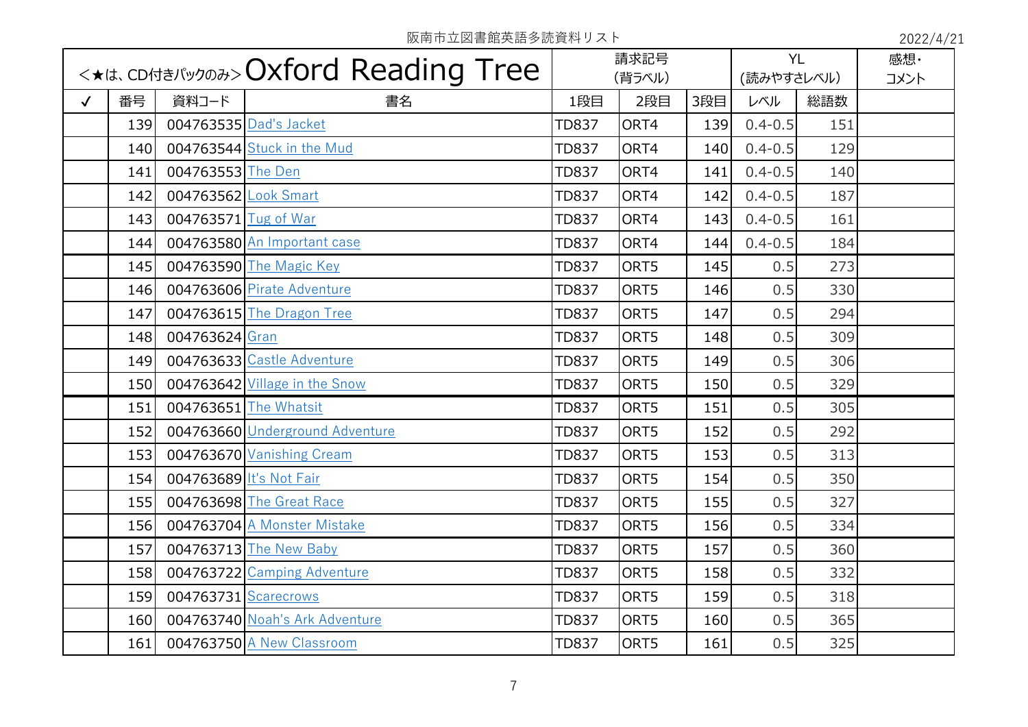阪南市立図書館英語多読資料リスト

2022/4/21

| <★は、CD付きパックのみ>Oxford Reading Tree | | | | 請求記号<br>(背ラベル) | | | YL<br>(読みやすさレベル) | | 感想・<br>コメント |
|---|---|---|---|---|---|---|---|---|---|
| ✓ | 番号 | 資料コード | 書名 | 1段目 | 2段目 | 3段目 | レベル | 総語数 | |
| | 139 | 004763535 | Dad's Jacket | TD837 | ORT4 | 139 | 0.4-0.5 | 151 | |
| | 140 | 004763544 | Stuck in the Mud | TD837 | ORT4 | 140 | 0.4-0.5 | 129 | |
| | 141 | 004763553 | The Den | TD837 | ORT4 | 141 | 0.4-0.5 | 140 | |
| | 142 | 004763562 | Look Smart | TD837 | ORT4 | 142 | 0.4-0.5 | 187 | |
| | 143 | 004763571 | Tug of War | TD837 | ORT4 | 143 | 0.4-0.5 | 161 | |
| | 144 | 004763580 | An Important case | TD837 | ORT4 | 144 | 0.4-0.5 | 184 | |
| | 145 | 004763590 | The Magic Key | TD837 | ORT5 | 145 | 0.5 | 273 | |
| | 146 | 004763606 | Pirate Adventure | TD837 | ORT5 | 146 | 0.5 | 330 | |
| | 147 | 004763615 | The Dragon Tree | TD837 | ORT5 | 147 | 0.5 | 294 | |
| | 148 | 004763624 | Gran | TD837 | ORT5 | 148 | 0.5 | 309 | |
| | 149 | 004763633 | Castle Adventure | TD837 | ORT5 | 149 | 0.5 | 306 | |
| | 150 | 004763642 | Village in the Snow | TD837 | ORT5 | 150 | 0.5 | 329 | |
| | 151 | 004763651 | The Whatsit | TD837 | ORT5 | 151 | 0.5 | 305 | |
| | 152 | 004763660 | Underground Adventure | TD837 | ORT5 | 152 | 0.5 | 292 | |
| | 153 | 004763670 | Vanishing Cream | TD837 | ORT5 | 153 | 0.5 | 313 | |
| | 154 | 004763689 | It's Not Fair | TD837 | ORT5 | 154 | 0.5 | 350 | |
| | 155 | 004763698 | The Great Race | TD837 | ORT5 | 155 | 0.5 | 327 | |
| | 156 | 004763704 | A Monster Mistake | TD837 | ORT5 | 156 | 0.5 | 334 | |
| | 157 | 004763713 | The New Baby | TD837 | ORT5 | 157 | 0.5 | 360 | |
| | 158 | 004763722 | Camping Adventure | TD837 | ORT5 | 158 | 0.5 | 332 | |
| | 159 | 004763731 | Scarecrows | TD837 | ORT5 | 159 | 0.5 | 318 | |
| | 160 | 004763740 | Noah's Ark Adventure | TD837 | ORT5 | 160 | 0.5 | 365 | |
| | 161 | 004763750 | A New Classroom | TD837 | ORT5 | 161 | 0.5 | 325 | |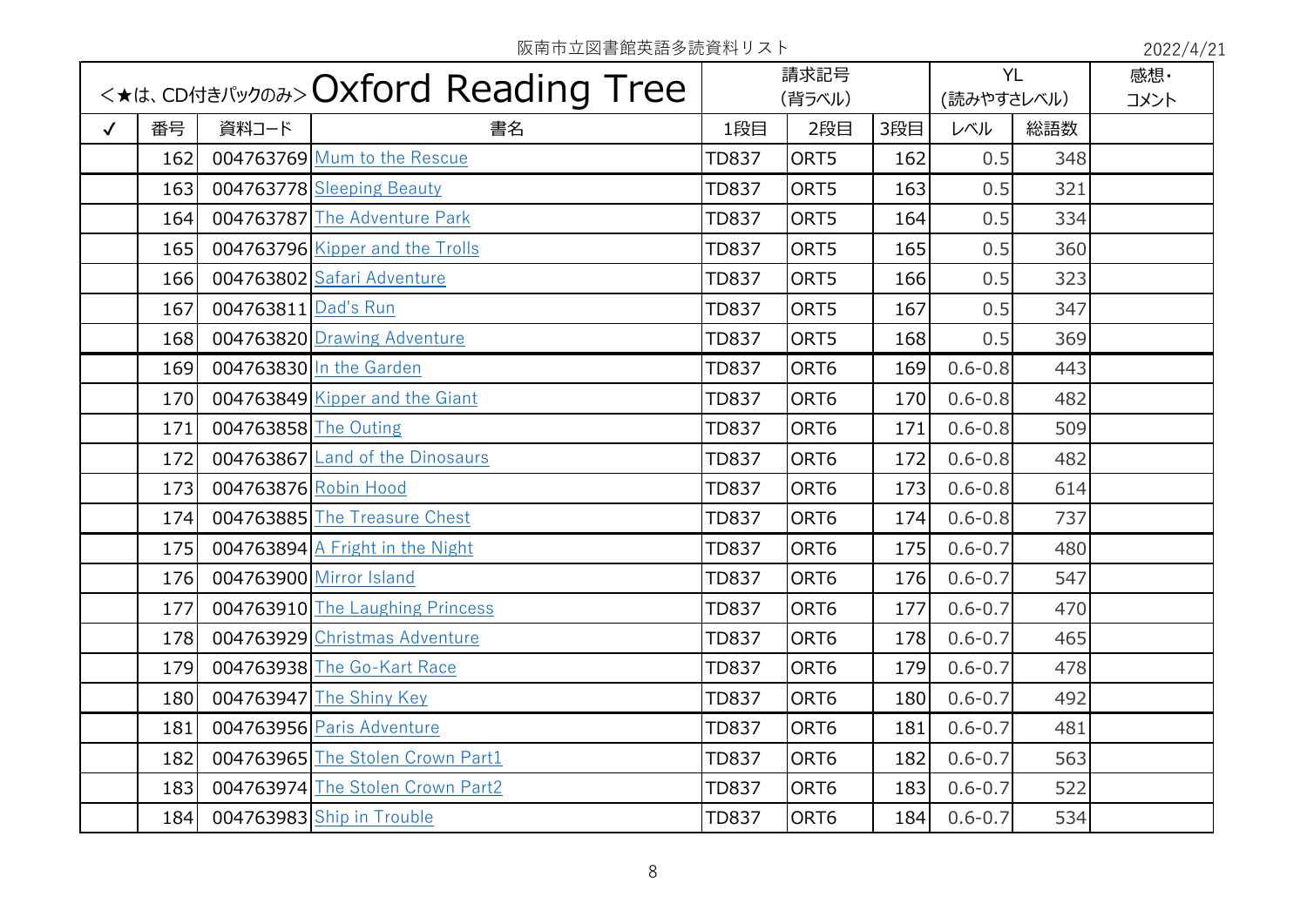阪南市立図書館英語多読資料リスト

2022/4/21

| <★は、CD付きパックのみ> Oxford Reading Tree | | | | 請求記号 (背ラベル) | | | YL (読みやすさレベル) | | 感想・コメント |
|---|---|---|---|---|---|---|---|---|---|
| ✓ | 番号 | 資料コード | 書名 | 1段目 | 2段目 | 3段目 | レベル | 総語数 | |
| | 162 | 004763769 | Mum to the Rescue | TD837 | ORT5 | 162 | 0.5 | 348 | |
| | 163 | 004763778 | Sleeping Beauty | TD837 | ORT5 | 163 | 0.5 | 321 | |
| | 164 | 004763787 | The Adventure Park | TD837 | ORT5 | 164 | 0.5 | 334 | |
| | 165 | 004763796 | Kipper and the Trolls | TD837 | ORT5 | 165 | 0.5 | 360 | |
| | 166 | 004763802 | Safari Adventure | TD837 | ORT5 | 166 | 0.5 | 323 | |
| | 167 | 004763811 | Dad's Run | TD837 | ORT5 | 167 | 0.5 | 347 | |
| | 168 | 004763820 | Drawing Adventure | TD837 | ORT5 | 168 | 0.5 | 369 | |
| | 169 | 004763830 | In the Garden | TD837 | ORT6 | 169 | 0.6-0.8 | 443 | |
| | 170 | 004763849 | Kipper and the Giant | TD837 | ORT6 | 170 | 0.6-0.8 | 482 | |
| | 171 | 004763858 | The Outing | TD837 | ORT6 | 171 | 0.6-0.8 | 509 | |
| | 172 | 004763867 | Land of the Dinosaurs | TD837 | ORT6 | 172 | 0.6-0.8 | 482 | |
| | 173 | 004763876 | Robin Hood | TD837 | ORT6 | 173 | 0.6-0.8 | 614 | |
| | 174 | 004763885 | The Treasure Chest | TD837 | ORT6 | 174 | 0.6-0.8 | 737 | |
| | 175 | 004763894 | A Fright in the Night | TD837 | ORT6 | 175 | 0.6-0.7 | 480 | |
| | 176 | 004763900 | Mirror Island | TD837 | ORT6 | 176 | 0.6-0.7 | 547 | |
| | 177 | 004763910 | The Laughing Princess | TD837 | ORT6 | 177 | 0.6-0.7 | 470 | |
| | 178 | 004763929 | Christmas Adventure | TD837 | ORT6 | 178 | 0.6-0.7 | 465 | |
| | 179 | 004763938 | The Go-Kart Race | TD837 | ORT6 | 179 | 0.6-0.7 | 478 | |
| | 180 | 004763947 | The Shiny Key | TD837 | ORT6 | 180 | 0.6-0.7 | 492 | |
| | 181 | 004763956 | Paris Adventure | TD837 | ORT6 | 181 | 0.6-0.7 | 481 | |
| | 182 | 004763965 | The Stolen Crown Part1 | TD837 | ORT6 | 182 | 0.6-0.7 | 563 | |
| | 183 | 004763974 | The Stolen Crown Part2 | TD837 | ORT6 | 183 | 0.6-0.7 | 522 | |
| | 184 | 004763983 | Ship in Trouble | TD837 | ORT6 | 184 | 0.6-0.7 | 534 | |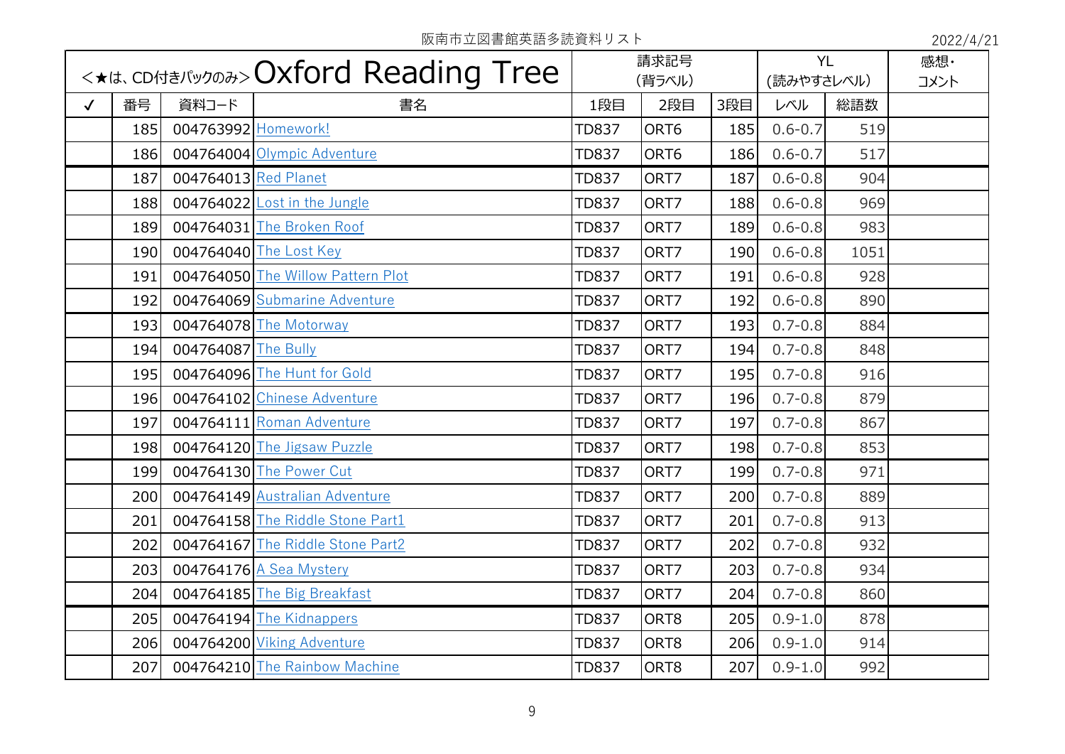阪南市立図書館英語多読資料リスト

2022/4/21

| <★は、CD付きパックのみ> Oxford Reading Tree | | | | 請求記号 (背ラベル) | | | YL (読みやすさレベル) | | 感想・コメント |
|---|---|---|---|---|---|---|---|---|---|
| ✓ | 番号 | 資料コード | 書名 | 1段目 | 2段目 | 3段目 | レベル | 総語数 | |
| | 185 | 004763992 | Homework! | TD837 | ORT6 | 185 | 0.6-0.7 | 519 | |
| | 186 | 004764004 | Olympic Adventure | TD837 | ORT6 | 186 | 0.6-0.7 | 517 | |
| | 187 | 004764013 | Red Planet | TD837 | ORT7 | 187 | 0.6-0.8 | 904 | |
| | 188 | 004764022 | Lost in the Jungle | TD837 | ORT7 | 188 | 0.6-0.8 | 969 | |
| | 189 | 004764031 | The Broken Roof | TD837 | ORT7 | 189 | 0.6-0.8 | 983 | |
| | 190 | 004764040 | The Lost Key | TD837 | ORT7 | 190 | 0.6-0.8 | 1051 | |
| | 191 | 004764050 | The Willow Pattern Plot | TD837 | ORT7 | 191 | 0.6-0.8 | 928 | |
| | 192 | 004764069 | Submarine Adventure | TD837 | ORT7 | 192 | 0.6-0.8 | 890 | |
| | 193 | 004764078 | The Motorway | TD837 | ORT7 | 193 | 0.7-0.8 | 884 | |
| | 194 | 004764087 | The Bully | TD837 | ORT7 | 194 | 0.7-0.8 | 848 | |
| | 195 | 004764096 | The Hunt for Gold | TD837 | ORT7 | 195 | 0.7-0.8 | 916 | |
| | 196 | 004764102 | Chinese Adventure | TD837 | ORT7 | 196 | 0.7-0.8 | 879 | |
| | 197 | 004764111 | Roman Adventure | TD837 | ORT7 | 197 | 0.7-0.8 | 867 | |
| | 198 | 004764120 | The Jigsaw Puzzle | TD837 | ORT7 | 198 | 0.7-0.8 | 853 | |
| | 199 | 004764130 | The Power Cut | TD837 | ORT7 | 199 | 0.7-0.8 | 971 | |
| | 200 | 004764149 | Australian Adventure | TD837 | ORT7 | 200 | 0.7-0.8 | 889 | |
| | 201 | 004764158 | The Riddle Stone Part1 | TD837 | ORT7 | 201 | 0.7-0.8 | 913 | |
| | 202 | 004764167 | The Riddle Stone Part2 | TD837 | ORT7 | 202 | 0.7-0.8 | 932 | |
| | 203 | 004764176 | A Sea Mystery | TD837 | ORT7 | 203 | 0.7-0.8 | 934 | |
| | 204 | 004764185 | The Big Breakfast | TD837 | ORT7 | 204 | 0.7-0.8 | 860 | |
| | 205 | 004764194 | The Kidnappers | TD837 | ORT8 | 205 | 0.9-1.0 | 878 | |
| | 206 | 004764200 | Viking Adventure | TD837 | ORT8 | 206 | 0.9-1.0 | 914 | |
| | 207 | 004764210 | The Rainbow Machine | TD837 | ORT8 | 207 | 0.9-1.0 | 992 | |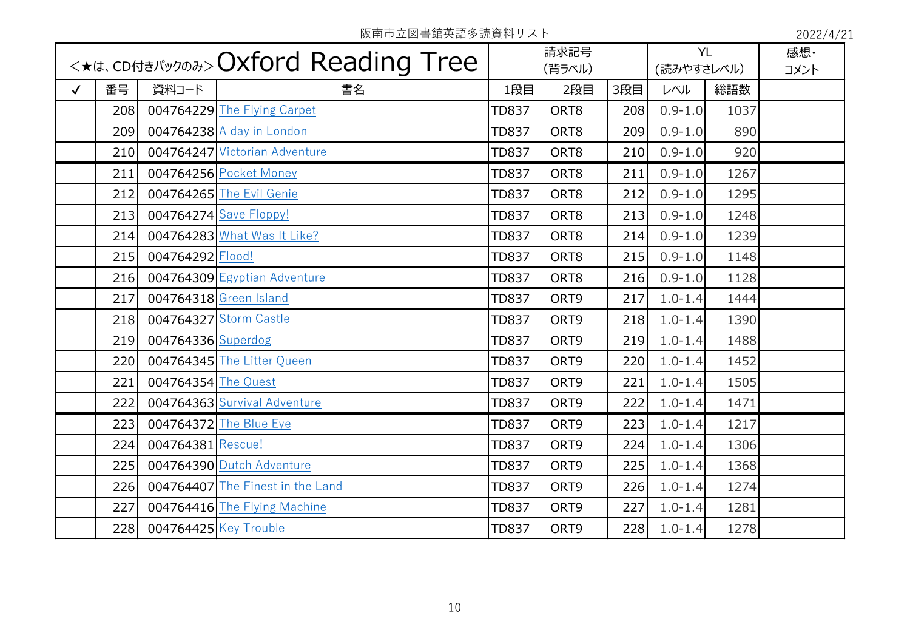阪南市立図書館英語多読資料リスト

2022/4/21

| <★は、CD付きパックのみ> Oxford Reading Tree | | | | 請求記号 (背ラベル) | | | YL (読みやすさレベル) | | 感想・コメント |
|---|---|---|---|---|---|---|---|---|---|
| ✓ | 番号 | 資料コード | 書名 | 1段目 | 2段目 | 3段目 | レベル | 総語数 | |
| | 208 | 004764229 | The Flying Carpet | TD837 | ORT8 | 208 | 0.9-1.0 | 1037 | |
| | 209 | 004764238 | A day in London | TD837 | ORT8 | 209 | 0.9-1.0 | 890 | |
| | 210 | 004764247 | Victorian Adventure | TD837 | ORT8 | 210 | 0.9-1.0 | 920 | |
| | 211 | 004764256 | Pocket Money | TD837 | ORT8 | 211 | 0.9-1.0 | 1267 | |
| | 212 | 004764265 | The Evil Genie | TD837 | ORT8 | 212 | 0.9-1.0 | 1295 | |
| | 213 | 004764274 | Save Floppy! | TD837 | ORT8 | 213 | 0.9-1.0 | 1248 | |
| | 214 | 004764283 | What Was It Like? | TD837 | ORT8 | 214 | 0.9-1.0 | 1239 | |
| | 215 | 004764292 | Flood! | TD837 | ORT8 | 215 | 0.9-1.0 | 1148 | |
| | 216 | 004764309 | Egyptian Adventure | TD837 | ORT8 | 216 | 0.9-1.0 | 1128 | |
| | 217 | 004764318 | Green Island | TD837 | ORT9 | 217 | 1.0-1.4 | 1444 | |
| | 218 | 004764327 | Storm Castle | TD837 | ORT9 | 218 | 1.0-1.4 | 1390 | |
| | 219 | 004764336 | Superdog | TD837 | ORT9 | 219 | 1.0-1.4 | 1488 | |
| | 220 | 004764345 | The Litter Queen | TD837 | ORT9 | 220 | 1.0-1.4 | 1452 | |
| | 221 | 004764354 | The Quest | TD837 | ORT9 | 221 | 1.0-1.4 | 1505 | |
| | 222 | 004764363 | Survival Adventure | TD837 | ORT9 | 222 | 1.0-1.4 | 1471 | |
| | 223 | 004764372 | The Blue Eye | TD837 | ORT9 | 223 | 1.0-1.4 | 1217 | |
| | 224 | 004764381 | Rescue! | TD837 | ORT9 | 224 | 1.0-1.4 | 1306 | |
| | 225 | 004764390 | Dutch Adventure | TD837 | ORT9 | 225 | 1.0-1.4 | 1368 | |
| | 226 | 004764407 | The Finest in the Land | TD837 | ORT9 | 226 | 1.0-1.4 | 1274 | |
| | 227 | 004764416 | The Flying Machine | TD837 | ORT9 | 227 | 1.0-1.4 | 1281 | |
| | 228 | 004764425 | Key Trouble | TD837 | ORT9 | 228 | 1.0-1.4 | 1278 | |